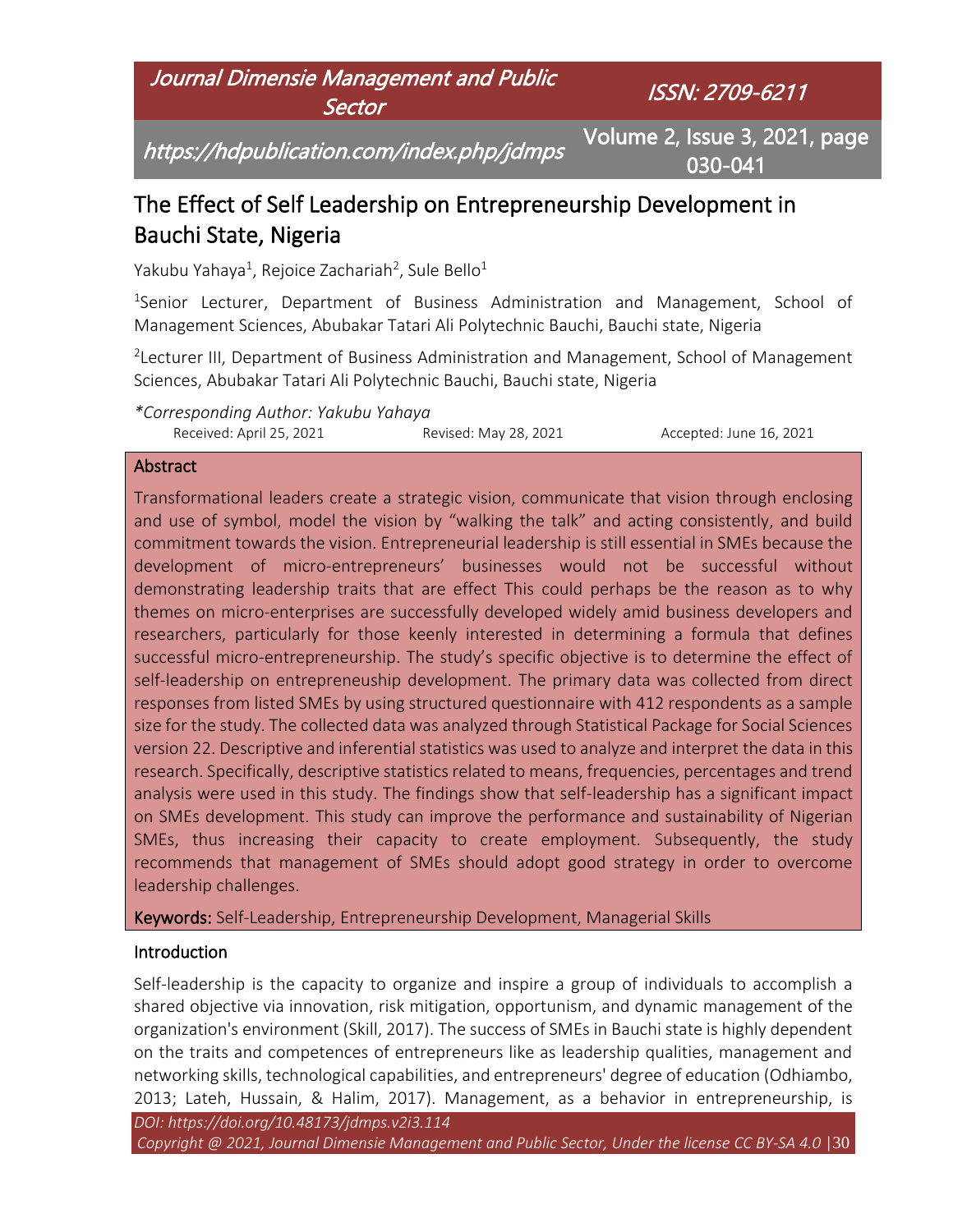# The Effect of Self Leadership on Entrepreneurship Development in Bauchi State, Nigeria

Yakubu Yahaya[1], Rejoice Zachariah[2], Sule Bello[1]

[1]Senior Lecturer, Department of Business Administration and Management, School of Management Sciences, Abubakar Tatari Ali Polytechnic Bauchi, Bauchi state, Nigeria

[2]Lecturer III, Department of Business Administration and Management, School of Management Sciences, Abubakar Tatari Ali Polytechnic Bauchi, Bauchi state, Nigeria

*\*Corresponding Author: Yakubu Yahaya*

Received: April 25, 2021 Revised: May 28, 2021 Accepted: June 16, 2021

## Abstract

Transformational leaders create a strategic vision, communicate that vision through enclosing and use of symbol, model the vision by "walking the talk" and acting consistently, and build commitment towards the vision. Entrepreneurial leadership is still essential in SMEs because the development of micro-entrepreneurs' businesses would not be successful without demonstrating leadership traits that are effect This could perhaps be the reason as to why themes on micro-enterprises are successfully developed widely amid business developers and researchers, particularly for those keenly interested in determining a formula that defines successful micro-entrepreneurship. The study's specific objective is to determine the effect of self-leadership on entrepreneuship development. The primary data was collected from direct responses from listed SMEs by using structured questionnaire with 412 respondents as a sample size for the study. The collected data was analyzed through Statistical Package for Social Sciences version 22. Descriptive and inferential statistics was used to analyze and interpret the data in this research. Specifically, descriptive statistics related to means, frequencies, percentages and trend analysis were used in this study. The findings show that self-leadership has a significant impact on SMEs development. This study can improve the performance and sustainability of Nigerian SMEs, thus increasing their capacity to create employment. Subsequently, the study recommends that management of SMEs should adopt good strategy in order to overcome leadership challenges.

**Keywords:** Self-Leadership, Entrepreneurship Development, Managerial Skills

## Introduction

Self-leadership is the capacity to organize and inspire a group of individuals to accomplish a shared objective via innovation, risk mitigation, opportunism, and dynamic management of the organization's environment (Skill, 2017). The success of SMEs in Bauchi state is highly dependent on the traits and competences of entrepreneurs like as leadership qualities, management and networking skills, technological capabilities, and entrepreneurs' degree of education (Odhiambo, 2013; Lateh, Hussain, & Halim, 2017). Management, as a behavior in entrepreneurship, is

*DOI: https://doi.org/10.48173/jdmps.v2i3.114*

*Copyright @ 2021, Journal Dimensie Management and Public Sector, Under the license CC BY-SA 4.0*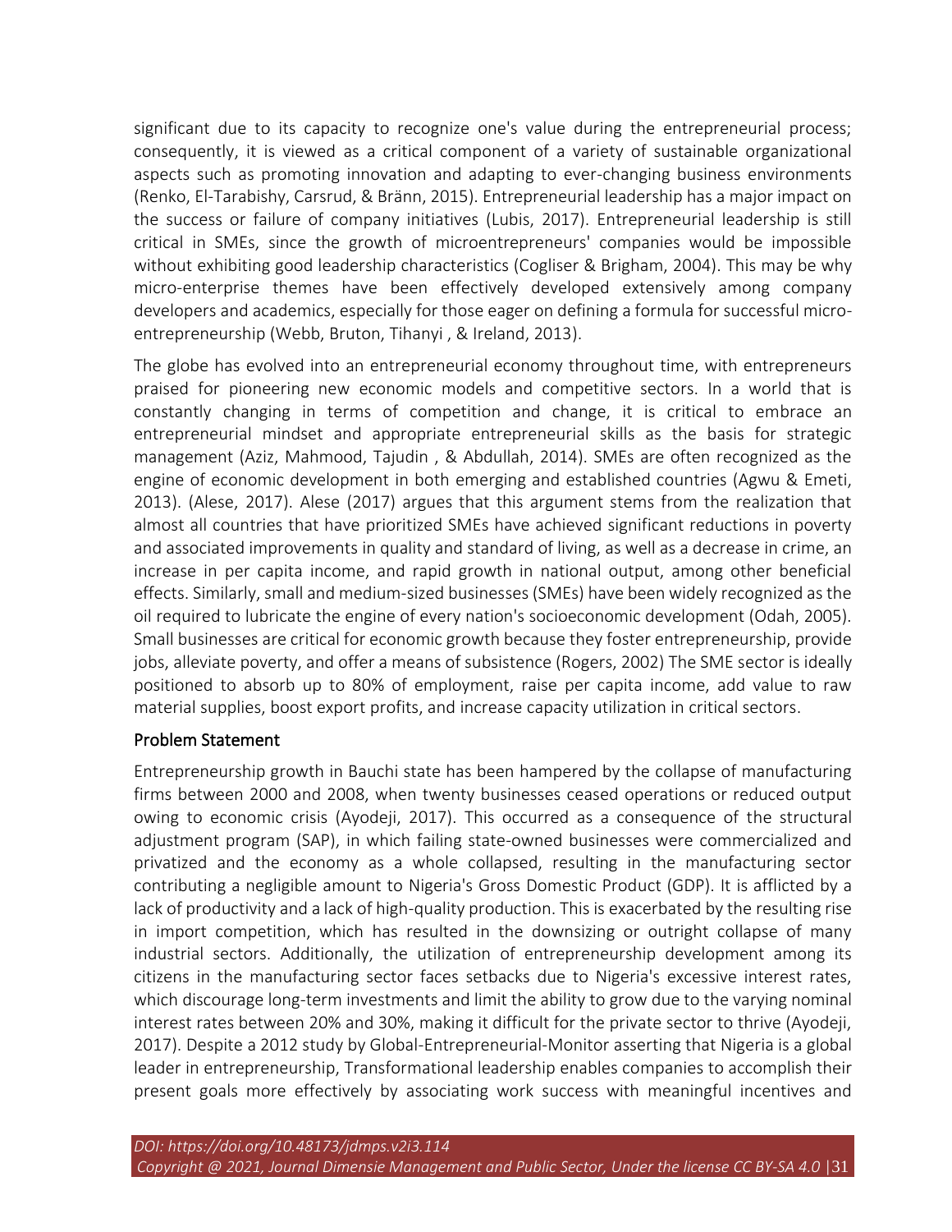significant due to its capacity to recognize one's value during the entrepreneurial process; consequently, it is viewed as a critical component of a variety of sustainable organizational aspects such as promoting innovation and adapting to ever-changing business environments (Renko, El-Tarabishy, Carsrud, & Bränn, 2015). Entrepreneurial leadership has a major impact on the success or failure of company initiatives (Lubis, 2017). Entrepreneurial leadership is still critical in SMEs, since the growth of microentrepreneurs' companies would be impossible without exhibiting good leadership characteristics (Cogliser & Brigham, 2004). This may be why micro-enterprise themes have been effectively developed extensively among company developers and academics, especially for those eager on defining a formula for successful micro-entrepreneurship (Webb, Bruton, Tihanyi , & Ireland, 2013).

The globe has evolved into an entrepreneurial economy throughout time, with entrepreneurs praised for pioneering new economic models and competitive sectors. In a world that is constantly changing in terms of competition and change, it is critical to embrace an entrepreneurial mindset and appropriate entrepreneurial skills as the basis for strategic management (Aziz, Mahmood, Tajudin , & Abdullah, 2014). SMEs are often recognized as the engine of economic development in both emerging and established countries (Agwu & Emeti, 2013). (Alese, 2017). Alese (2017) argues that this argument stems from the realization that almost all countries that have prioritized SMEs have achieved significant reductions in poverty and associated improvements in quality and standard of living, as well as a decrease in crime, an increase in per capita income, and rapid growth in national output, among other beneficial effects. Similarly, small and medium-sized businesses (SMEs) have been widely recognized as the oil required to lubricate the engine of every nation's socioeconomic development (Odah, 2005). Small businesses are critical for economic growth because they foster entrepreneurship, provide jobs, alleviate poverty, and offer a means of subsistence (Rogers, 2002) The SME sector is ideally positioned to absorb up to 80% of employment, raise per capita income, add value to raw material supplies, boost export profits, and increase capacity utilization in critical sectors.

## Problem Statement

Entrepreneurship growth in Bauchi state has been hampered by the collapse of manufacturing firms between 2000 and 2008, when twenty businesses ceased operations or reduced output owing to economic crisis (Ayodeji, 2017). This occurred as a consequence of the structural adjustment program (SAP), in which failing state-owned businesses were commercialized and privatized and the economy as a whole collapsed, resulting in the manufacturing sector contributing a negligible amount to Nigeria's Gross Domestic Product (GDP). It is afflicted by a lack of productivity and a lack of high-quality production. This is exacerbated by the resulting rise in import competition, which has resulted in the downsizing or outright collapse of many industrial sectors. Additionally, the utilization of entrepreneurship development among its citizens in the manufacturing sector faces setbacks due to Nigeria's excessive interest rates, which discourage long-term investments and limit the ability to grow due to the varying nominal interest rates between 20% and 30%, making it difficult for the private sector to thrive (Ayodeji, 2017). Despite a 2012 study by Global-Entrepreneurial-Monitor asserting that Nigeria is a global leader in entrepreneurship, Transformational leadership enables companies to accomplish their present goals more effectively by associating work success with meaningful incentives and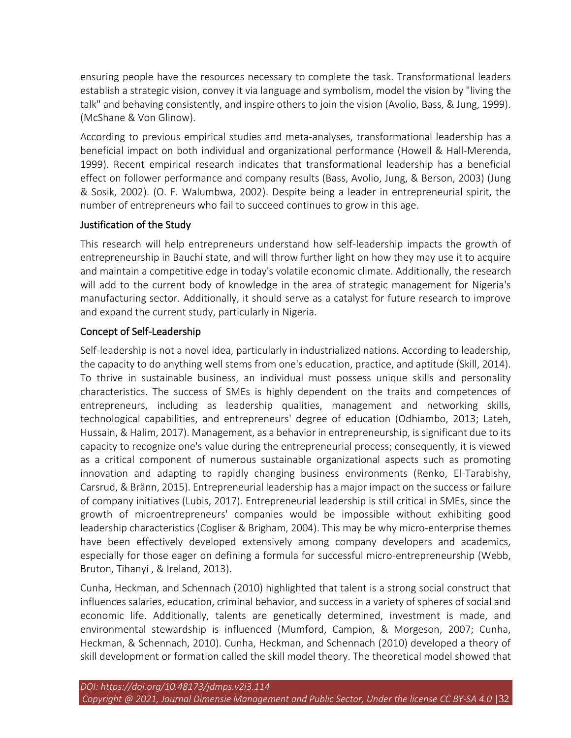ensuring people have the resources necessary to complete the task. Transformational leaders establish a strategic vision, convey it via language and symbolism, model the vision by "living the talk" and behaving consistently, and inspire others to join the vision (Avolio, Bass, & Jung, 1999). (McShane & Von Glinow).

According to previous empirical studies and meta-analyses, transformational leadership has a beneficial impact on both individual and organizational performance (Howell & Hall-Merenda, 1999). Recent empirical research indicates that transformational leadership has a beneficial effect on follower performance and company results (Bass, Avolio, Jung, & Berson, 2003) (Jung & Sosik, 2002). (O. F. Walumbwa, 2002). Despite being a leader in entrepreneurial spirit, the number of entrepreneurs who fail to succeed continues to grow in this age.

## Justification of the Study

This research will help entrepreneurs understand how self-leadership impacts the growth of entrepreneurship in Bauchi state, and will throw further light on how they may use it to acquire and maintain a competitive edge in today's volatile economic climate. Additionally, the research will add to the current body of knowledge in the area of strategic management for Nigeria's manufacturing sector. Additionally, it should serve as a catalyst for future research to improve and expand the current study, particularly in Nigeria.

## Concept of Self-Leadership

Self-leadership is not a novel idea, particularly in industrialized nations. According to leadership, the capacity to do anything well stems from one's education, practice, and aptitude (Skill, 2014). To thrive in sustainable business, an individual must possess unique skills and personality characteristics. The success of SMEs is highly dependent on the traits and competences of entrepreneurs, including as leadership qualities, management and networking skills, technological capabilities, and entrepreneurs' degree of education (Odhiambo, 2013; Lateh, Hussain, & Halim, 2017). Management, as a behavior in entrepreneurship, is significant due to its capacity to recognize one's value during the entrepreneurial process; consequently, it is viewed as a critical component of numerous sustainable organizational aspects such as promoting innovation and adapting to rapidly changing business environments (Renko, El-Tarabishy, Carsrud, & Bränn, 2015). Entrepreneurial leadership has a major impact on the success or failure of company initiatives (Lubis, 2017). Entrepreneurial leadership is still critical in SMEs, since the growth of microentrepreneurs' companies would be impossible without exhibiting good leadership characteristics (Cogliser & Brigham, 2004). This may be why micro-enterprise themes have been effectively developed extensively among company developers and academics, especially for those eager on defining a formula for successful micro-entrepreneurship (Webb, Bruton, Tihanyi , & Ireland, 2013).

Cunha, Heckman, and Schennach (2010) highlighted that talent is a strong social construct that influences salaries, education, criminal behavior, and success in a variety of spheres of social and economic life. Additionally, talents are genetically determined, investment is made, and environmental stewardship is influenced (Mumford, Campion, & Morgeson, 2007; Cunha, Heckman, & Schennach, 2010). Cunha, Heckman, and Schennach (2010) developed a theory of skill development or formation called the skill model theory. The theoretical model showed that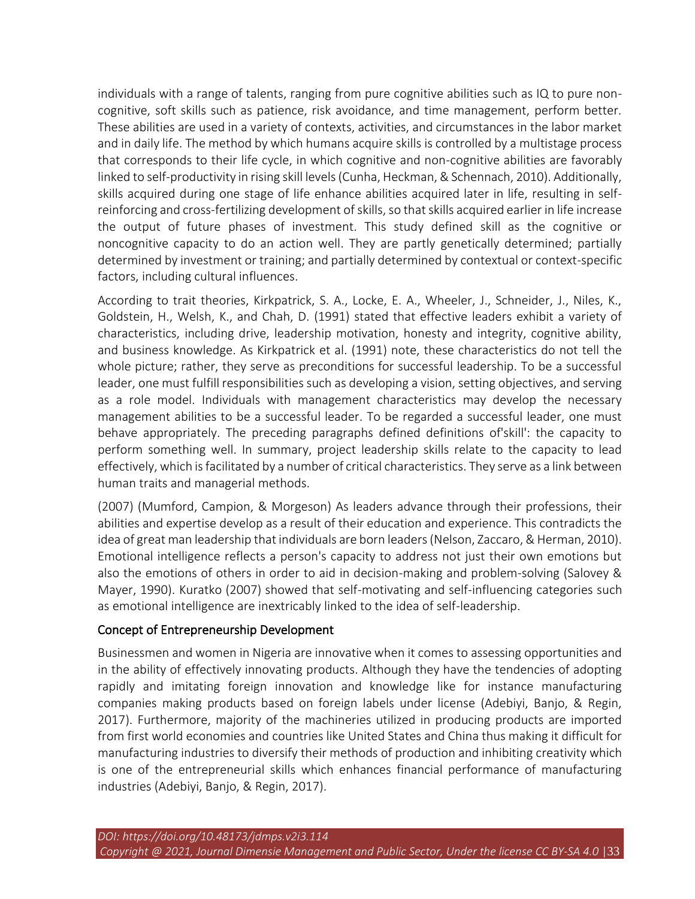individuals with a range of talents, ranging from pure cognitive abilities such as IQ to pure non-cognitive, soft skills such as patience, risk avoidance, and time management, perform better. These abilities are used in a variety of contexts, activities, and circumstances in the labor market and in daily life. The method by which humans acquire skills is controlled by a multistage process that corresponds to their life cycle, in which cognitive and non-cognitive abilities are favorably linked to self-productivity in rising skill levels (Cunha, Heckman, & Schennach, 2010). Additionally, skills acquired during one stage of life enhance abilities acquired later in life, resulting in self-reinforcing and cross-fertilizing development of skills, so that skills acquired earlier in life increase the output of future phases of investment. This study defined skill as the cognitive or noncognitive capacity to do an action well. They are partly genetically determined; partially determined by investment or training; and partially determined by contextual or context-specific factors, including cultural influences.

According to trait theories, Kirkpatrick, S. A., Locke, E. A., Wheeler, J., Schneider, J., Niles, K., Goldstein, H., Welsh, K., and Chah, D. (1991) stated that effective leaders exhibit a variety of characteristics, including drive, leadership motivation, honesty and integrity, cognitive ability, and business knowledge. As Kirkpatrick et al. (1991) note, these characteristics do not tell the whole picture; rather, they serve as preconditions for successful leadership. To be a successful leader, one must fulfill responsibilities such as developing a vision, setting objectives, and serving as a role model. Individuals with management characteristics may develop the necessary management abilities to be a successful leader. To be regarded a successful leader, one must behave appropriately. The preceding paragraphs defined definitions of'skill': the capacity to perform something well. In summary, project leadership skills relate to the capacity to lead effectively, which is facilitated by a number of critical characteristics. They serve as a link between human traits and managerial methods.

(2007) (Mumford, Campion, & Morgeson) As leaders advance through their professions, their abilities and expertise develop as a result of their education and experience. This contradicts the idea of great man leadership that individuals are born leaders (Nelson, Zaccaro, & Herman, 2010). Emotional intelligence reflects a person's capacity to address not just their own emotions but also the emotions of others in order to aid in decision-making and problem-solving (Salovey & Mayer, 1990). Kuratko (2007) showed that self-motivating and self-influencing categories such as emotional intelligence are inextricably linked to the idea of self-leadership.

## Concept of Entrepreneurship Development

Businessmen and women in Nigeria are innovative when it comes to assessing opportunities and in the ability of effectively innovating products. Although they have the tendencies of adopting rapidly and imitating foreign innovation and knowledge like for instance manufacturing companies making products based on foreign labels under license (Adebiyi, Banjo, & Regin, 2017). Furthermore, majority of the machineries utilized in producing products are imported from first world economies and countries like United States and China thus making it difficult for manufacturing industries to diversify their methods of production and inhibiting creativity which is one of the entrepreneurial skills which enhances financial performance of manufacturing industries (Adebiyi, Banjo, & Regin, 2017).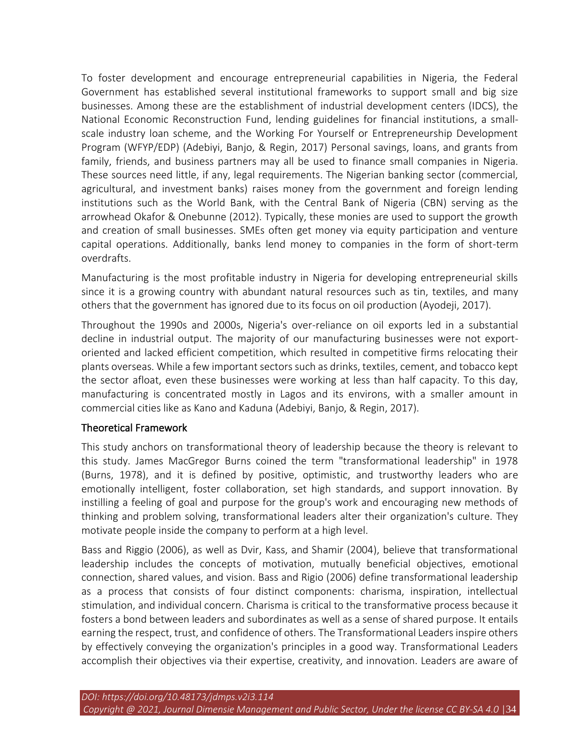To foster development and encourage entrepreneurial capabilities in Nigeria, the Federal Government has established several institutional frameworks to support small and big size businesses. Among these are the establishment of industrial development centers (IDCS), the National Economic Reconstruction Fund, lending guidelines for financial institutions, a small-scale industry loan scheme, and the Working For Yourself or Entrepreneurship Development Program (WFYP/EDP) (Adebiyi, Banjo, & Regin, 2017) Personal savings, loans, and grants from family, friends, and business partners may all be used to finance small companies in Nigeria. These sources need little, if any, legal requirements. The Nigerian banking sector (commercial, agricultural, and investment banks) raises money from the government and foreign lending institutions such as the World Bank, with the Central Bank of Nigeria (CBN) serving as the arrowhead Okafor & Onebunne (2012). Typically, these monies are used to support the growth and creation of small businesses. SMEs often get money via equity participation and venture capital operations. Additionally, banks lend money to companies in the form of short-term overdrafts.

Manufacturing is the most profitable industry in Nigeria for developing entrepreneurial skills since it is a growing country with abundant natural resources such as tin, textiles, and many others that the government has ignored due to its focus on oil production (Ayodeji, 2017).

Throughout the 1990s and 2000s, Nigeria's over-reliance on oil exports led in a substantial decline in industrial output. The majority of our manufacturing businesses were not export-oriented and lacked efficient competition, which resulted in competitive firms relocating their plants overseas. While a few important sectors such as drinks, textiles, cement, and tobacco kept the sector afloat, even these businesses were working at less than half capacity. To this day, manufacturing is concentrated mostly in Lagos and its environs, with a smaller amount in commercial cities like as Kano and Kaduna (Adebiyi, Banjo, & Regin, 2017).

## Theoretical Framework

This study anchors on transformational theory of leadership because the theory is relevant to this study. James MacGregor Burns coined the term "transformational leadership" in 1978 (Burns, 1978), and it is defined by positive, optimistic, and trustworthy leaders who are emotionally intelligent, foster collaboration, set high standards, and support innovation. By instilling a feeling of goal and purpose for the group's work and encouraging new methods of thinking and problem solving, transformational leaders alter their organization's culture. They motivate people inside the company to perform at a high level.

Bass and Riggio (2006), as well as Dvir, Kass, and Shamir (2004), believe that transformational leadership includes the concepts of motivation, mutually beneficial objectives, emotional connection, shared values, and vision. Bass and Rigio (2006) define transformational leadership as a process that consists of four distinct components: charisma, inspiration, intellectual stimulation, and individual concern. Charisma is critical to the transformative process because it fosters a bond between leaders and subordinates as well as a sense of shared purpose. It entails earning the respect, trust, and confidence of others. The Transformational Leaders inspire others by effectively conveying the organization's principles in a good way. Transformational Leaders accomplish their objectives via their expertise, creativity, and innovation. Leaders are aware of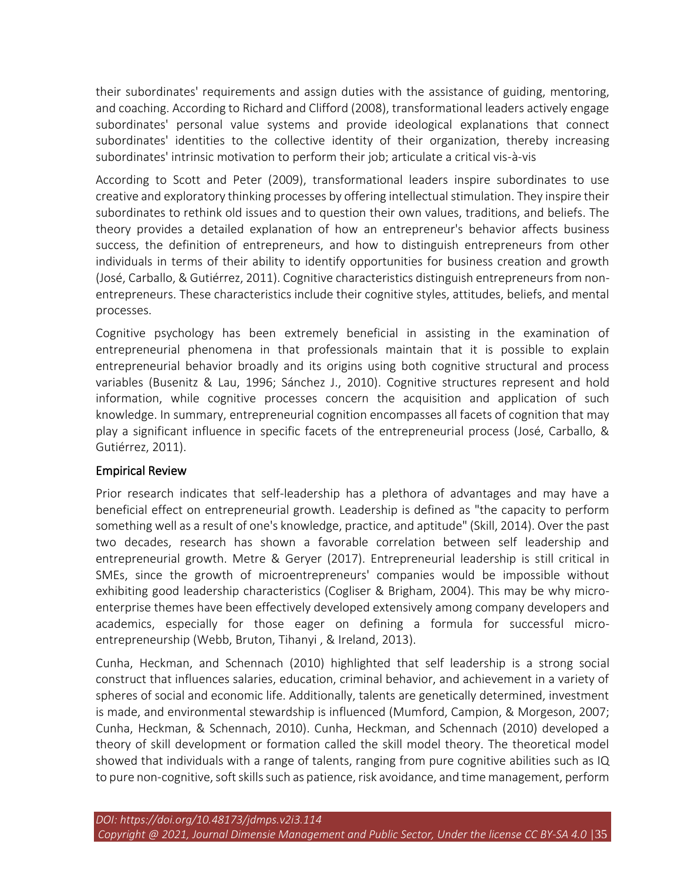their subordinates' requirements and assign duties with the assistance of guiding, mentoring, and coaching. According to Richard and Clifford (2008), transformational leaders actively engage subordinates' personal value systems and provide ideological explanations that connect subordinates' identities to the collective identity of their organization, thereby increasing subordinates' intrinsic motivation to perform their job; articulate a critical vis-à-vis

According to Scott and Peter (2009), transformational leaders inspire subordinates to use creative and exploratory thinking processes by offering intellectual stimulation. They inspire their subordinates to rethink old issues and to question their own values, traditions, and beliefs. The theory provides a detailed explanation of how an entrepreneur's behavior affects business success, the definition of entrepreneurs, and how to distinguish entrepreneurs from other individuals in terms of their ability to identify opportunities for business creation and growth (José, Carballo, & Gutiérrez, 2011). Cognitive characteristics distinguish entrepreneurs from non-entrepreneurs. These characteristics include their cognitive styles, attitudes, beliefs, and mental processes.

Cognitive psychology has been extremely beneficial in assisting in the examination of entrepreneurial phenomena in that professionals maintain that it is possible to explain entrepreneurial behavior broadly and its origins using both cognitive structural and process variables (Busenitz & Lau, 1996; Sánchez J., 2010). Cognitive structures represent and hold information, while cognitive processes concern the acquisition and application of such knowledge. In summary, entrepreneurial cognition encompasses all facets of cognition that may play a significant influence in specific facets of the entrepreneurial process (José, Carballo, & Gutiérrez, 2011).

## Empirical Review

Prior research indicates that self-leadership has a plethora of advantages and may have a beneficial effect on entrepreneurial growth. Leadership is defined as "the capacity to perform something well as a result of one's knowledge, practice, and aptitude" (Skill, 2014). Over the past two decades, research has shown a favorable correlation between self leadership and entrepreneurial growth. Metre & Geryer (2017). Entrepreneurial leadership is still critical in SMEs, since the growth of microentrepreneurs' companies would be impossible without exhibiting good leadership characteristics (Cogliser & Brigham, 2004). This may be why micro-enterprise themes have been effectively developed extensively among company developers and academics, especially for those eager on defining a formula for successful micro-entrepreneurship (Webb, Bruton, Tihanyi , & Ireland, 2013).

Cunha, Heckman, and Schennach (2010) highlighted that self leadership is a strong social construct that influences salaries, education, criminal behavior, and achievement in a variety of spheres of social and economic life. Additionally, talents are genetically determined, investment is made, and environmental stewardship is influenced (Mumford, Campion, & Morgeson, 2007; Cunha, Heckman, & Schennach, 2010). Cunha, Heckman, and Schennach (2010) developed a theory of skill development or formation called the skill model theory. The theoretical model showed that individuals with a range of talents, ranging from pure cognitive abilities such as IQ to pure non-cognitive, soft skills such as patience, risk avoidance, and time management, perform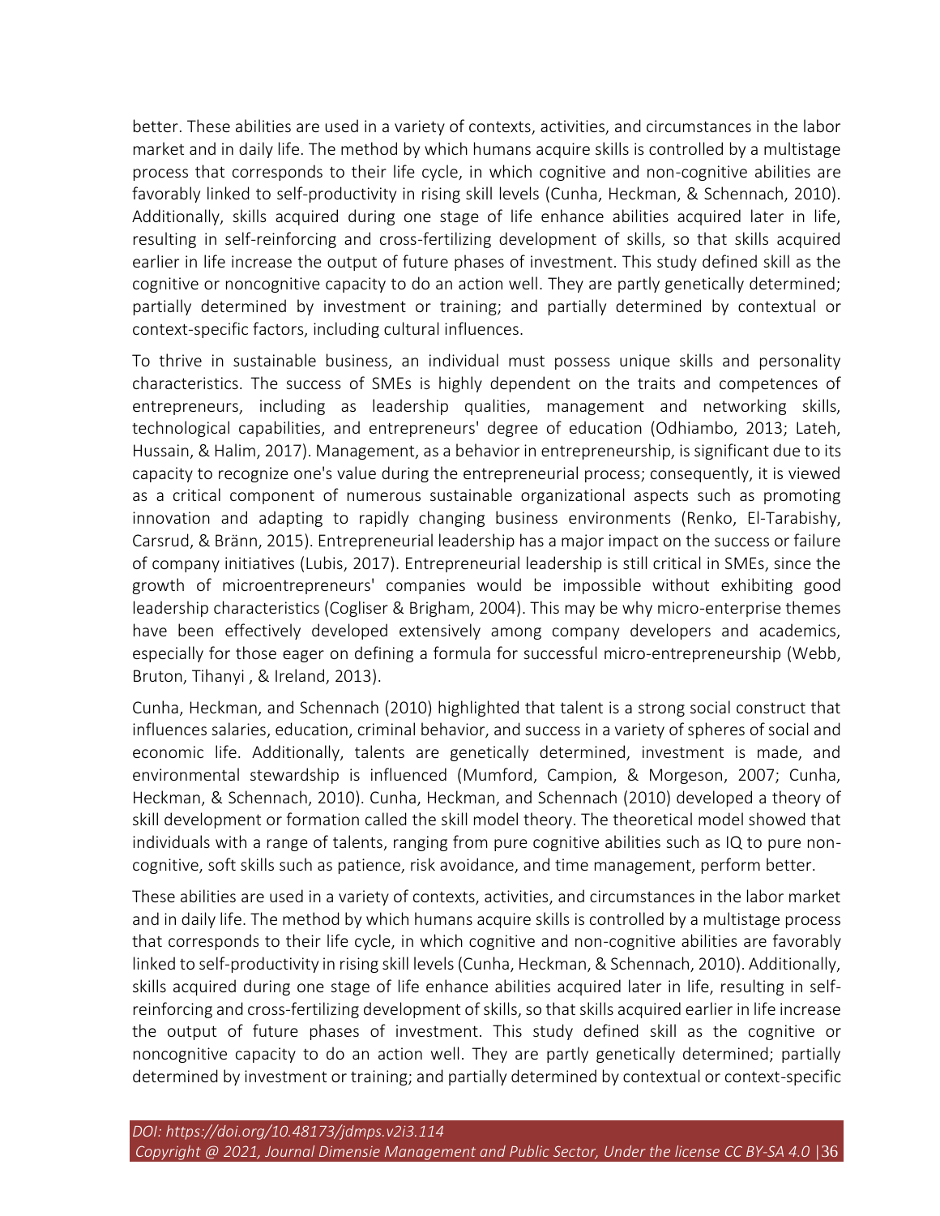better. These abilities are used in a variety of contexts, activities, and circumstances in the labor market and in daily life. The method by which humans acquire skills is controlled by a multistage process that corresponds to their life cycle, in which cognitive and non-cognitive abilities are favorably linked to self-productivity in rising skill levels (Cunha, Heckman, & Schennach, 2010). Additionally, skills acquired during one stage of life enhance abilities acquired later in life, resulting in self-reinforcing and cross-fertilizing development of skills, so that skills acquired earlier in life increase the output of future phases of investment. This study defined skill as the cognitive or noncognitive capacity to do an action well. They are partly genetically determined; partially determined by investment or training; and partially determined by contextual or context-specific factors, including cultural influences.

To thrive in sustainable business, an individual must possess unique skills and personality characteristics. The success of SMEs is highly dependent on the traits and competences of entrepreneurs, including as leadership qualities, management and networking skills, technological capabilities, and entrepreneurs' degree of education (Odhiambo, 2013; Lateh, Hussain, & Halim, 2017). Management, as a behavior in entrepreneurship, is significant due to its capacity to recognize one's value during the entrepreneurial process; consequently, it is viewed as a critical component of numerous sustainable organizational aspects such as promoting innovation and adapting to rapidly changing business environments (Renko, El-Tarabishy, Carsrud, & Bränn, 2015). Entrepreneurial leadership has a major impact on the success or failure of company initiatives (Lubis, 2017). Entrepreneurial leadership is still critical in SMEs, since the growth of microentrepreneurs' companies would be impossible without exhibiting good leadership characteristics (Cogliser & Brigham, 2004). This may be why micro-enterprise themes have been effectively developed extensively among company developers and academics, especially for those eager on defining a formula for successful micro-entrepreneurship (Webb, Bruton, Tihanyi , & Ireland, 2013).

Cunha, Heckman, and Schennach (2010) highlighted that talent is a strong social construct that influences salaries, education, criminal behavior, and success in a variety of spheres of social and economic life. Additionally, talents are genetically determined, investment is made, and environmental stewardship is influenced (Mumford, Campion, & Morgeson, 2007; Cunha, Heckman, & Schennach, 2010). Cunha, Heckman, and Schennach (2010) developed a theory of skill development or formation called the skill model theory. The theoretical model showed that individuals with a range of talents, ranging from pure cognitive abilities such as IQ to pure non-cognitive, soft skills such as patience, risk avoidance, and time management, perform better.

These abilities are used in a variety of contexts, activities, and circumstances in the labor market and in daily life. The method by which humans acquire skills is controlled by a multistage process that corresponds to their life cycle, in which cognitive and non-cognitive abilities are favorably linked to self-productivity in rising skill levels (Cunha, Heckman, & Schennach, 2010). Additionally, skills acquired during one stage of life enhance abilities acquired later in life, resulting in self-reinforcing and cross-fertilizing development of skills, so that skills acquired earlier in life increase the output of future phases of investment. This study defined skill as the cognitive or noncognitive capacity to do an action well. They are partly genetically determined; partially determined by investment or training; and partially determined by contextual or context-specific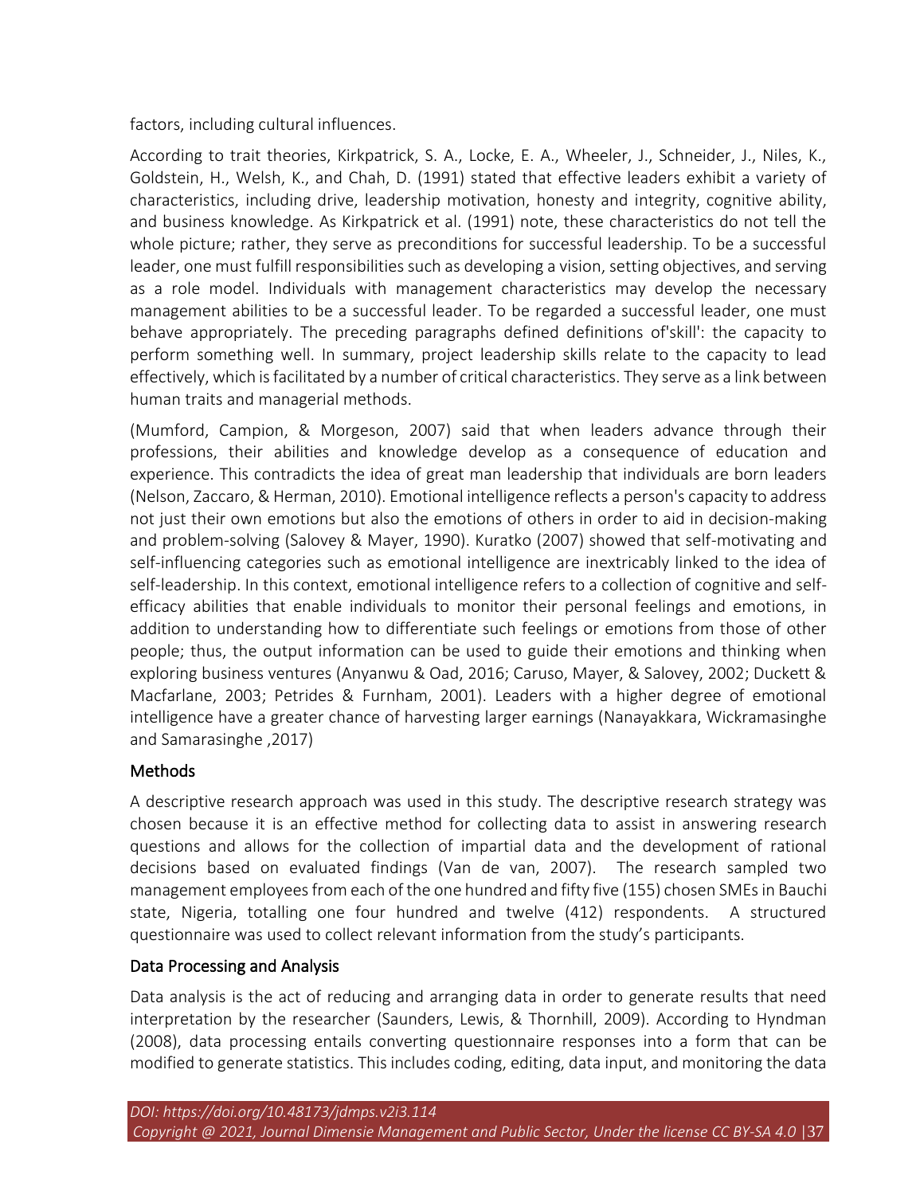factors, including cultural influences.

According to trait theories, Kirkpatrick, S. A., Locke, E. A., Wheeler, J., Schneider, J., Niles, K., Goldstein, H., Welsh, K., and Chah, D. (1991) stated that effective leaders exhibit a variety of characteristics, including drive, leadership motivation, honesty and integrity, cognitive ability, and business knowledge. As Kirkpatrick et al. (1991) note, these characteristics do not tell the whole picture; rather, they serve as preconditions for successful leadership. To be a successful leader, one must fulfill responsibilities such as developing a vision, setting objectives, and serving as a role model. Individuals with management characteristics may develop the necessary management abilities to be a successful leader. To be regarded a successful leader, one must behave appropriately. The preceding paragraphs defined definitions of'skill': the capacity to perform something well. In summary, project leadership skills relate to the capacity to lead effectively, which is facilitated by a number of critical characteristics. They serve as a link between human traits and managerial methods.

(Mumford, Campion, & Morgeson, 2007) said that when leaders advance through their professions, their abilities and knowledge develop as a consequence of education and experience. This contradicts the idea of great man leadership that individuals are born leaders (Nelson, Zaccaro, & Herman, 2010). Emotional intelligence reflects a person's capacity to address not just their own emotions but also the emotions of others in order to aid in decision-making and problem-solving (Salovey & Mayer, 1990). Kuratko (2007) showed that self-motivating and self-influencing categories such as emotional intelligence are inextricably linked to the idea of self-leadership. In this context, emotional intelligence refers to a collection of cognitive and self-efficacy abilities that enable individuals to monitor their personal feelings and emotions, in addition to understanding how to differentiate such feelings or emotions from those of other people; thus, the output information can be used to guide their emotions and thinking when exploring business ventures (Anyanwu & Oad, 2016; Caruso, Mayer, & Salovey, 2002; Duckett & Macfarlane, 2003; Petrides & Furnham, 2001). Leaders with a higher degree of emotional intelligence have a greater chance of harvesting larger earnings (Nanayakkara, Wickramasinghe and Samarasinghe ,2017)

## Methods

A descriptive research approach was used in this study. The descriptive research strategy was chosen because it is an effective method for collecting data to assist in answering research questions and allows for the collection of impartial data and the development of rational decisions based on evaluated findings (Van de van, 2007). The research sampled two management employees from each of the one hundred and fifty five (155) chosen SMEs in Bauchi state, Nigeria, totalling one four hundred and twelve (412) respondents. A structured questionnaire was used to collect relevant information from the study's participants.

## Data Processing and Analysis

Data analysis is the act of reducing and arranging data in order to generate results that need interpretation by the researcher (Saunders, Lewis, & Thornhill, 2009). According to Hyndman (2008), data processing entails converting questionnaire responses into a form that can be modified to generate statistics. This includes coding, editing, data input, and monitoring the data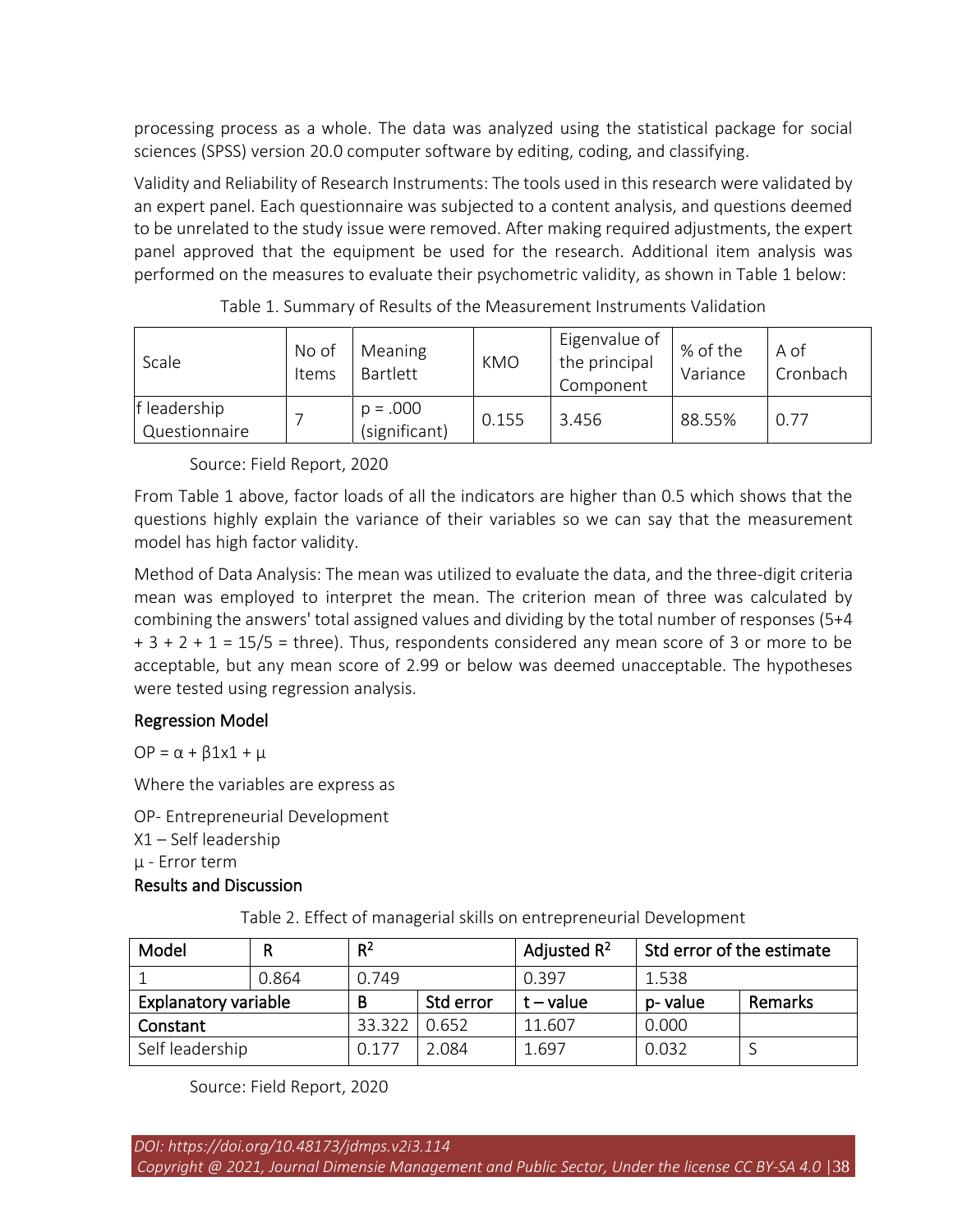processing process as a whole. The data was analyzed using the statistical package for social sciences (SPSS) version 20.0 computer software by editing, coding, and classifying.

Validity and Reliability of Research Instruments: The tools used in this research were validated by an expert panel. Each questionnaire was subjected to a content analysis, and questions deemed to be unrelated to the study issue were removed. After making required adjustments, the expert panel approved that the equipment be used for the research. Additional item analysis was performed on the measures to evaluate their psychometric validity, as shown in Table 1 below:

Table 1. Summary of Results of the Measurement Instruments Validation

| Scale | No of Items | Meaning Bartlett | KMO | Eigenvalue of the principal Component | % of the Variance | A of Cronbach |
|---|---|---|---|---|---|---|
| f leadership Questionnaire | 7 | p = .000 (significant) | 0.155 | 3.456 | 88.55% | 0.77 |

Source: Field Report, 2020

From Table 1 above, factor loads of all the indicators are higher than 0.5 which shows that the questions highly explain the variance of their variables so we can say that the measurement model has high factor validity.

Method of Data Analysis: The mean was utilized to evaluate the data, and the three-digit criteria mean was employed to interpret the mean. The criterion mean of three was calculated by combining the answers' total assigned values and dividing by the total number of responses (5+4 + 3 + 2 + 1 = 15/5 = three). Thus, respondents considered any mean score of 3 or more to be acceptable, but any mean score of 2.99 or below was deemed unacceptable. The hypotheses were tested using regression analysis.

### Regression Model

$OP = \alpha + \beta 1x1 + \mu$

Where the variables are express as

OP- Entrepreneurial Development
X1 – Self leadership
μ - Error term

### Results and Discussion

Table 2. Effect of managerial skills on entrepreneurial Development

| Model | R | $R^2$ | | Adjusted $R^2$ | Std error of the estimate | |
|---|---|---|---|---|---|---|
| 1 | 0.864 | 0.749 | | 0.397 | 1.538 | |
| **Explanatory variable** | | **B** | **Std error** | **t – value** | **p- value** | **Remarks** |
| **Constant** | | 33.322 | 0.652 | 11.607 | 0.000 | |
| Self leadership | | 0.177 | 2.084 | 1.697 | 0.032 | S |

Source: Field Report, 2020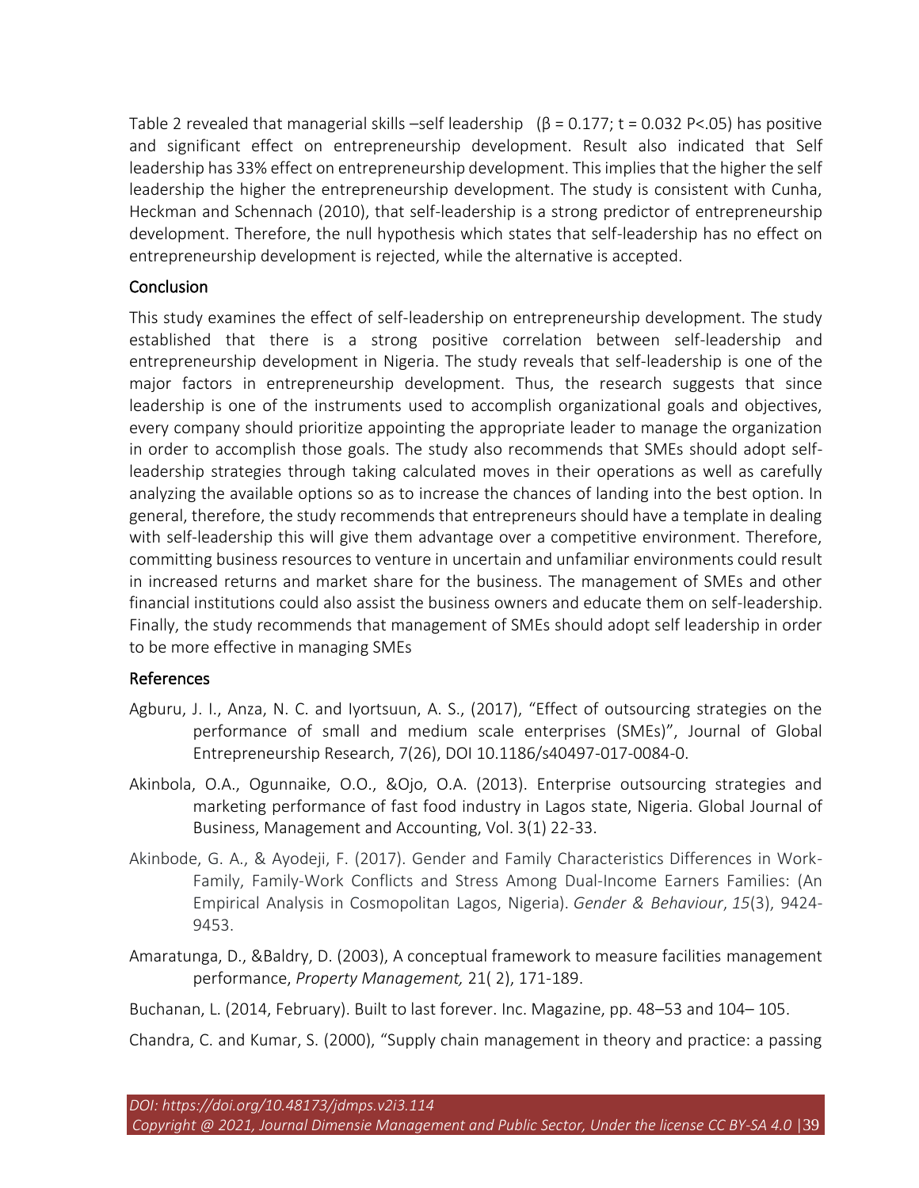Table 2 revealed that managerial skills –self leadership ($\beta = 0.177$; $t = 0.032$ $P<.05$) has positive and significant effect on entrepreneurship development. Result also indicated that Self leadership has 33% effect on entrepreneurship development. This implies that the higher the self leadership the higher the entrepreneurship development. The study is consistent with Cunha, Heckman and Schennach (2010), that self-leadership is a strong predictor of entrepreneurship development. Therefore, the null hypothesis which states that self-leadership has no effect on entrepreneurship development is rejected, while the alternative is accepted.

## Conclusion

This study examines the effect of self-leadership on entrepreneurship development. The study established that there is a strong positive correlation between self-leadership and entrepreneurship development in Nigeria. The study reveals that self-leadership is one of the major factors in entrepreneurship development. Thus, the research suggests that since leadership is one of the instruments used to accomplish organizational goals and objectives, every company should prioritize appointing the appropriate leader to manage the organization in order to accomplish those goals. The study also recommends that SMEs should adopt self-leadership strategies through taking calculated moves in their operations as well as carefully analyzing the available options so as to increase the chances of landing into the best option. In general, therefore, the study recommends that entrepreneurs should have a template in dealing with self-leadership this will give them advantage over a competitive environment. Therefore, committing business resources to venture in uncertain and unfamiliar environments could result in increased returns and market share for the business. The management of SMEs and other financial institutions could also assist the business owners and educate them on self-leadership. Finally, the study recommends that management of SMEs should adopt self leadership in order to be more effective in managing SMEs

## References

Agburu, J. I., Anza, N. C. and Iyortsuun, A. S., (2017), "Effect of outsourcing strategies on the performance of small and medium scale enterprises (SMEs)", Journal of Global Entrepreneurship Research, 7(26), DOI 10.1186/s40497-017-0084-0.

Akinbola, O.A., Ogunnaike, O.O., &Ojo, O.A. (2013). Enterprise outsourcing strategies and marketing performance of fast food industry in Lagos state, Nigeria. Global Journal of Business, Management and Accounting, Vol. 3(1) 22-33.

Akinbode, G. A., & Ayodeji, F. (2017). Gender and Family Characteristics Differences in Work-Family, Family-Work Conflicts and Stress Among Dual-Income Earners Families: (An Empirical Analysis in Cosmopolitan Lagos, Nigeria). *Gender & Behaviour*, *15*(3), 9424-9453.

Amaratunga, D., &Baldry, D. (2003), A conceptual framework to measure facilities management performance, *Property Management,* 21( 2), 171-189.

Buchanan, L. (2014, February). Built to last forever. Inc. Magazine, pp. 48–53 and 104– 105.

Chandra, C. and Kumar, S. (2000), "Supply chain management in theory and practice: a passing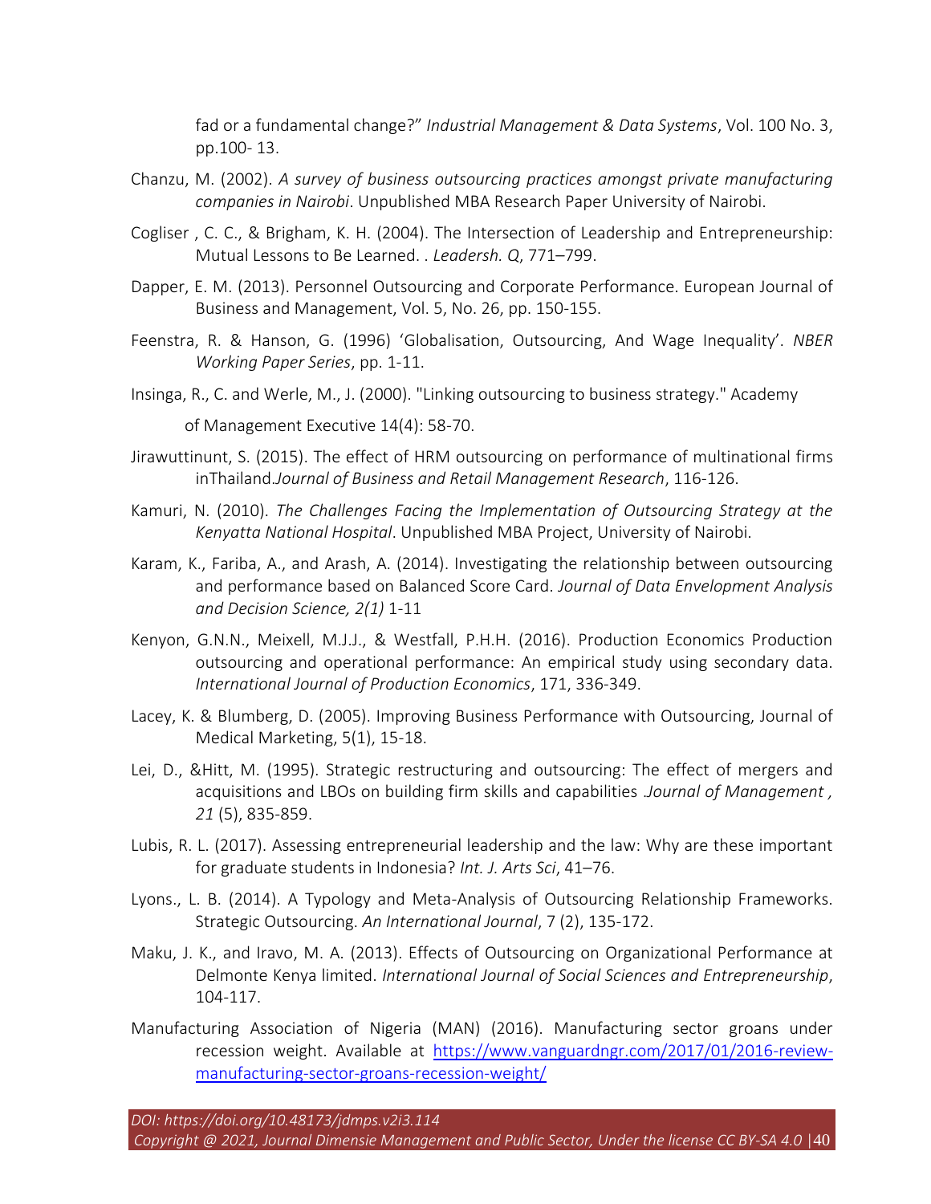fad or a fundamental change?" *Industrial Management & Data Systems*, Vol. 100 No. 3, pp.100- 13.

Chanzu, M. (2002). *A survey of business outsourcing practices amongst private manufacturing companies in Nairobi*. Unpublished MBA Research Paper University of Nairobi.

Cogliser , C. C., & Brigham, K. H. (2004). The Intersection of Leadership and Entrepreneurship: Mutual Lessons to Be Learned. . *Leadersh. Q*, 771–799.

Dapper, E. M. (2013). Personnel Outsourcing and Corporate Performance. European Journal of Business and Management, Vol. 5, No. 26, pp. 150-155.

Feenstra, R. & Hanson, G. (1996) 'Globalisation, Outsourcing, And Wage Inequality'. *NBER Working Paper Series*, pp. 1-11.

Insinga, R., C. and Werle, M., J. (2000). "Linking outsourcing to business strategy." Academy of Management Executive 14(4): 58-70.

Jirawuttinunt, S. (2015). The effect of HRM outsourcing on performance of multinational firms inThailand.*Journal of Business and Retail Management Research*, 116-126.

Kamuri, N. (2010). *The Challenges Facing the Implementation of Outsourcing Strategy at the Kenyatta National Hospital*. Unpublished MBA Project, University of Nairobi.

Karam, K., Fariba, A., and Arash, A. (2014). Investigating the relationship between outsourcing and performance based on Balanced Score Card. *Journal of Data Envelopment Analysis and Decision Science, 2(1)* 1-11

Kenyon, G.N.N., Meixell, M.J.J., & Westfall, P.H.H. (2016). Production Economics Production outsourcing and operational performance: An empirical study using secondary data. *International Journal of Production Economics*, 171, 336-349.

Lacey, K. & Blumberg, D. (2005). Improving Business Performance with Outsourcing, Journal of Medical Marketing, 5(1), 15-18.

Lei, D., &Hitt, M. (1995). Strategic restructuring and outsourcing: The effect of mergers and acquisitions and LBOs on building firm skills and capabilities .*Journal of Management , 21* (5), 835-859.

Lubis, R. L. (2017). Assessing entrepreneurial leadership and the law: Why are these important for graduate students in Indonesia? *Int. J. Arts Sci*, 41–76.

Lyons., L. B. (2014). A Typology and Meta-Analysis of Outsourcing Relationship Frameworks. Strategic Outsourcing. *An International Journal*, 7 (2), 135-172.

Maku, J. K., and Iravo, M. A. (2013). Effects of Outsourcing on Organizational Performance at Delmonte Kenya limited. *International Journal of Social Sciences and Entrepreneurship*, 104-117.

Manufacturing Association of Nigeria (MAN) (2016). Manufacturing sector groans under recession weight. Available at https://www.vanguardngr.com/2017/01/2016-review-manufacturing-sector-groans-recession-weight/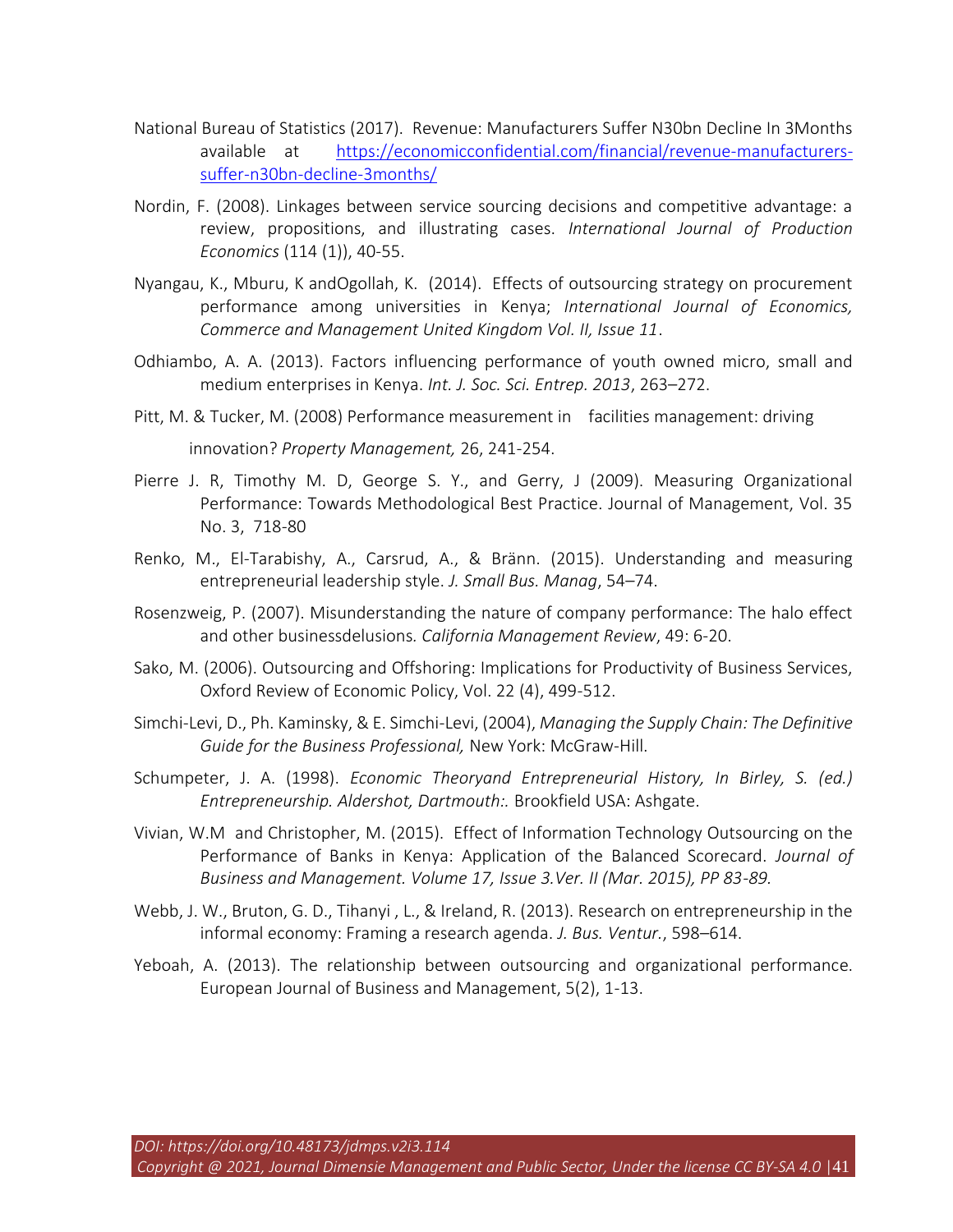National Bureau of Statistics (2017). Revenue: Manufacturers Suffer N30bn Decline In 3Months available at https://economicconfidential.com/financial/revenue-manufacturers-suffer-n30bn-decline-3months/

Nordin, F. (2008). Linkages between service sourcing decisions and competitive advantage: a review, propositions, and illustrating cases. *International Journal of Production Economics* (114 (1)), 40-55.

Nyangau, K., Mburu, K andOgollah, K. (2014). Effects of outsourcing strategy on procurement performance among universities in Kenya; *International Journal of Economics, Commerce and Management United Kingdom Vol. II, Issue 11*.

Odhiambo, A. A. (2013). Factors influencing performance of youth owned micro, small and medium enterprises in Kenya. *Int. J. Soc. Sci. Entrep. 2013*, 263–272.

Pitt, M. & Tucker, M. (2008) Performance measurement in facilities management: driving innovation? *Property Management,* 26, 241-254.

Pierre J. R, Timothy M. D, George S. Y., and Gerry, J (2009). Measuring Organizational Performance: Towards Methodological Best Practice. Journal of Management, Vol. 35 No. 3, 718-80

Renko, M., El-Tarabishy, A., Carsrud, A., & Bränn. (2015). Understanding and measuring entrepreneurial leadership style. *J. Small Bus. Manag*, 54–74.

Rosenzweig, P. (2007). Misunderstanding the nature of company performance: The halo effect and other businessdelusions. *California Management Review*, 49: 6-20.

Sako, M. (2006). Outsourcing and Offshoring: Implications for Productivity of Business Services, Oxford Review of Economic Policy, Vol. 22 (4), 499-512.

Simchi-Levi, D., Ph. Kaminsky, & E. Simchi-Levi, (2004), *Managing the Supply Chain: The Definitive Guide for the Business Professional,* New York: McGraw-Hill.

Schumpeter, J. A. (1998). *Economic Theoryand Entrepreneurial History, In Birley, S. (ed.) Entrepreneurship. Aldershot, Dartmouth:.* Brookfield USA: Ashgate.

Vivian, W.M and Christopher, M. (2015). Effect of Information Technology Outsourcing on the Performance of Banks in Kenya: Application of the Balanced Scorecard. *Journal of Business and Management. Volume 17, Issue 3.Ver. II (Mar. 2015), PP 83-89.*

Webb, J. W., Bruton, G. D., Tihanyi , L., & Ireland, R. (2013). Research on entrepreneurship in the informal economy: Framing a research agenda. *J. Bus. Ventur.*, 598–614.

Yeboah, A. (2013). The relationship between outsourcing and organizational performance. European Journal of Business and Management, 5(2), 1-13.